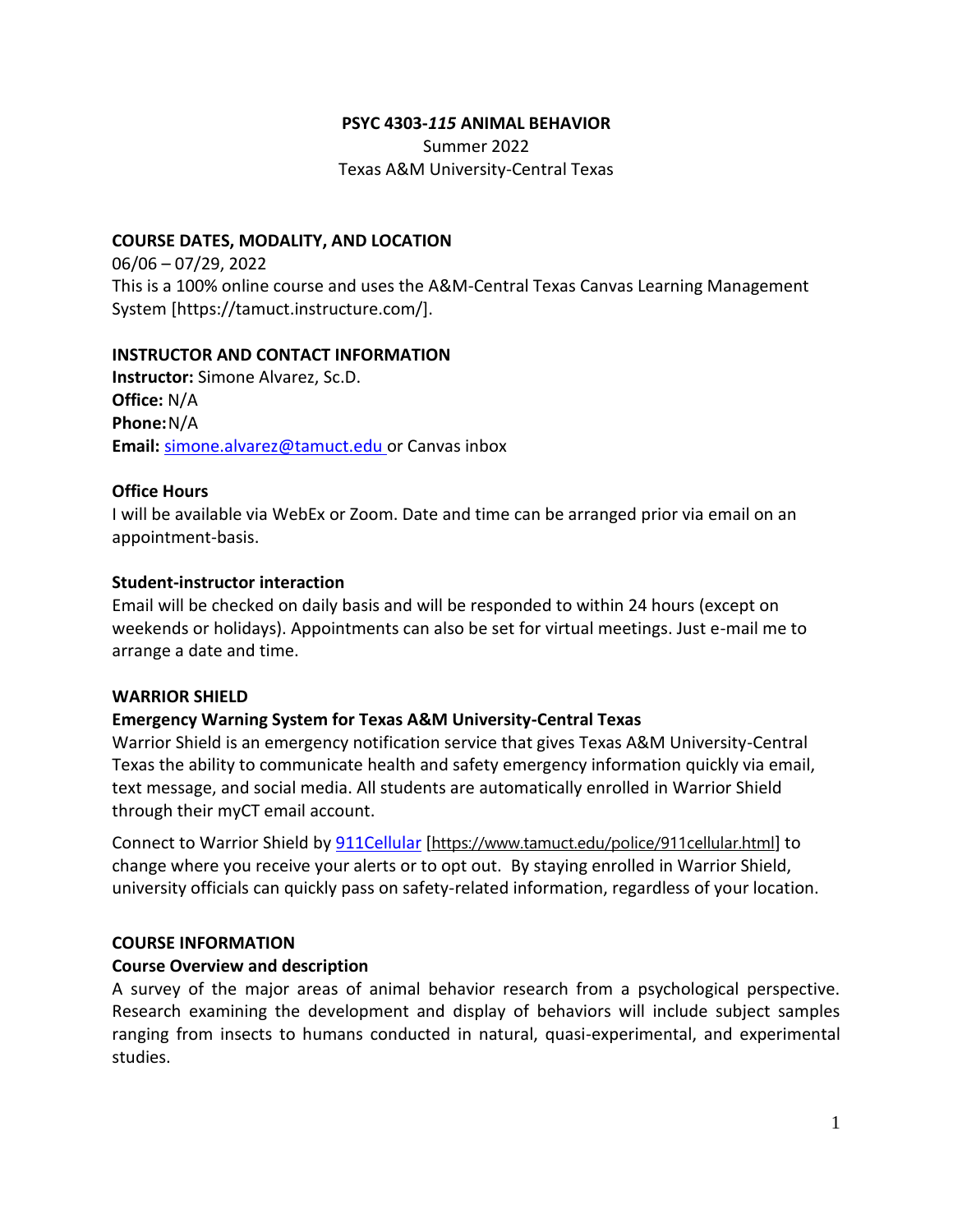# PSYC 4303-*115* ANIMAL BEHAVIOR

Summer 2022

Texas A&M University-Central Texas

## COURSE DATES, MODALITY, AND LOCATION

06/06 – 07/29, 2022

This is a 100% online course and uses the A&M-Central Texas Canvas Learning Management System [https://tamuct.instructure.com/].

## INSTRUCTOR AND CONTACT INFORMATION

**Instructor:** Simone Alvarez, Sc.D.

**Office:** N/A

**Phone:** N/A

**Email:** simone.alvarez@tamuct.edu or Canvas inbox

### Office Hours

I will be available via WebEx or Zoom. Date and time can be arranged prior via email on an appointment-basis.

### Student-instructor interaction

Email will be checked on daily basis and will be responded to within 24 hours (except on weekends or holidays). Appointments can also be set for virtual meetings. Just e-mail me to arrange a date and time.

## WARRIOR SHIELD

### Emergency Warning System for Texas A&M University-Central Texas

Warrior Shield is an emergency notification service that gives Texas A&M University-Central Texas the ability to communicate health and safety emergency information quickly via email, text message, and social media. All students are automatically enrolled in Warrior Shield through their myCT email account.

Connect to Warrior Shield by 911Cellular [https://www.tamuct.edu/police/911cellular.html] to change where you receive your alerts or to opt out. By staying enrolled in Warrior Shield, university officials can quickly pass on safety-related information, regardless of your location.

## COURSE INFORMATION

### Course Overview and description

A survey of the major areas of animal behavior research from a psychological perspective. Research examining the development and display of behaviors will include subject samples ranging from insects to humans conducted in natural, quasi-experimental, and experimental studies.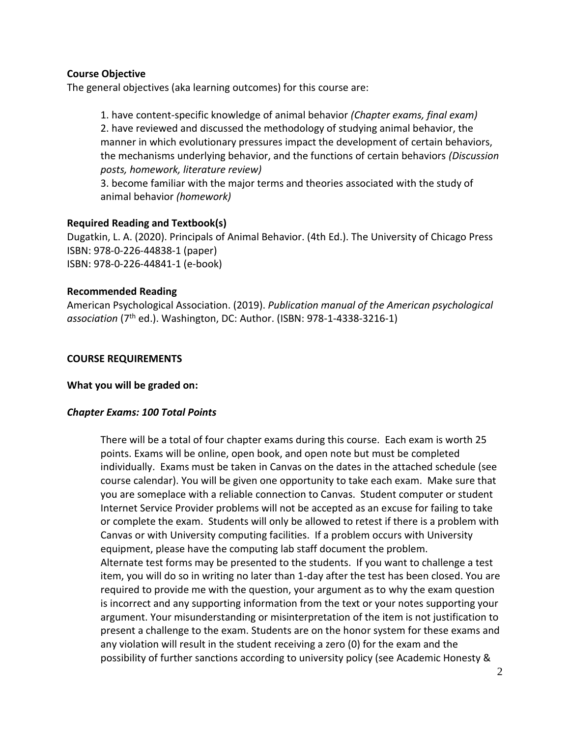**Course Objective**

The general objectives (aka learning outcomes) for this course are:

> 1. have content-specific knowledge of animal behavior *(Chapter exams, final exam)*
> 2. have reviewed and discussed the methodology of studying animal behavior, the manner in which evolutionary pressures impact the development of certain behaviors, the mechanisms underlying behavior, and the functions of certain behaviors *(Discussion posts, homework, literature review)*
> 3. become familiar with the major terms and theories associated with the study of animal behavior *(homework)*

**Required Reading and Textbook(s)**

Dugatkin, L. A. (2020). Principals of Animal Behavior. (4th Ed.). The University of Chicago Press
ISBN: 978-0-226-44838-1 (paper)
ISBN: 978-0-226-44841-1 (e-book)

**Recommended Reading**

American Psychological Association. (2019). *Publication manual of the American psychological association* (7th ed.). Washington, DC: Author. (ISBN: 978-1-4338-3216-1)

**COURSE REQUIREMENTS**

**What you will be graded on:**

***Chapter Exams: 100 Total Points***

> There will be a total of four chapter exams during this course. Each exam is worth 25 points. Exams will be online, open book, and open note but must be completed individually. Exams must be taken in Canvas on the dates in the attached schedule (see course calendar). You will be given one opportunity to take each exam. Make sure that you are someplace with a reliable connection to Canvas. Student computer or student Internet Service Provider problems will not be accepted as an excuse for failing to take or complete the exam. Students will only be allowed to retest if there is a problem with Canvas or with University computing facilities. If a problem occurs with University equipment, please have the computing lab staff document the problem.
> Alternate test forms may be presented to the students. If you want to challenge a test item, you will do so in writing no later than 1-day after the test has been closed. You are required to provide me with the question, your argument as to why the exam question is incorrect and any supporting information from the text or your notes supporting your argument. Your misunderstanding or misinterpretation of the item is not justification to present a challenge to the exam. Students are on the honor system for these exams and any violation will result in the student receiving a zero (0) for the exam and the possibility of further sanctions according to university policy (see Academic Honesty &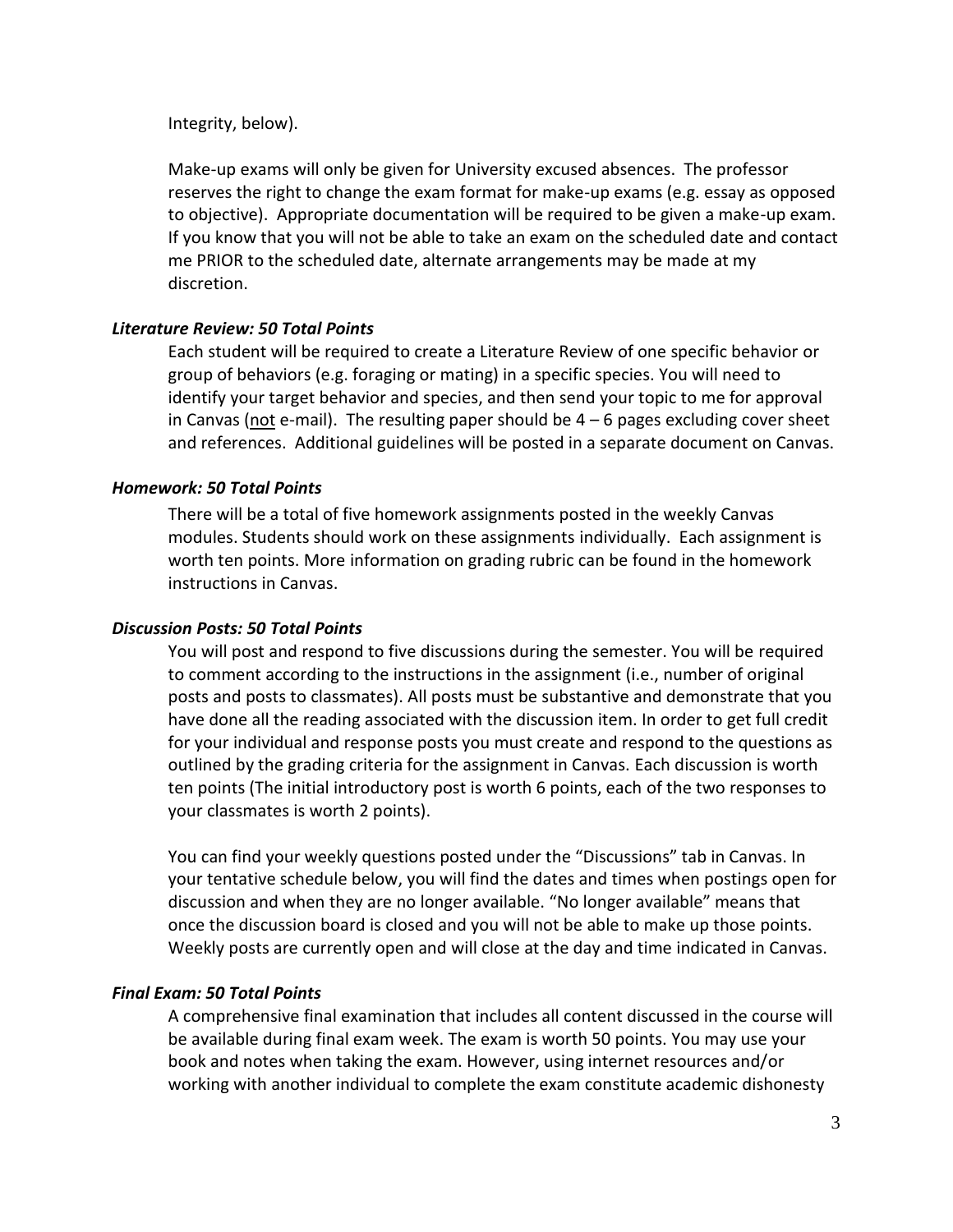Integrity, below).

Make-up exams will only be given for University excused absences. The professor reserves the right to change the exam format for make-up exams (e.g. essay as opposed to objective). Appropriate documentation will be required to be given a make-up exam. If you know that you will not be able to take an exam on the scheduled date and contact me PRIOR to the scheduled date, alternate arrangements may be made at my discretion.

***Literature Review: 50 Total Points***

Each student will be required to create a Literature Review of one specific behavior or group of behaviors (e.g. foraging or mating) in a specific species. You will need to identify your target behavior and species, and then send your topic to me for approval in Canvas (<u>not</u> e-mail). The resulting paper should be 4 – 6 pages excluding cover sheet and references. Additional guidelines will be posted in a separate document on Canvas.

***Homework: 50 Total Points***

There will be a total of five homework assignments posted in the weekly Canvas modules. Students should work on these assignments individually. Each assignment is worth ten points. More information on grading rubric can be found in the homework instructions in Canvas.

***Discussion Posts: 50 Total Points***

You will post and respond to five discussions during the semester. You will be required to comment according to the instructions in the assignment (i.e., number of original posts and posts to classmates). All posts must be substantive and demonstrate that you have done all the reading associated with the discussion item. In order to get full credit for your individual and response posts you must create and respond to the questions as outlined by the grading criteria for the assignment in Canvas. Each discussion is worth ten points (The initial introductory post is worth 6 points, each of the two responses to your classmates is worth 2 points).

You can find your weekly questions posted under the "Discussions" tab in Canvas. In your tentative schedule below, you will find the dates and times when postings open for discussion and when they are no longer available. "No longer available" means that once the discussion board is closed and you will not be able to make up those points. Weekly posts are currently open and will close at the day and time indicated in Canvas.

***Final Exam: 50 Total Points***

A comprehensive final examination that includes all content discussed in the course will be available during final exam week. The exam is worth 50 points. You may use your book and notes when taking the exam. However, using internet resources and/or working with another individual to complete the exam constitute academic dishonesty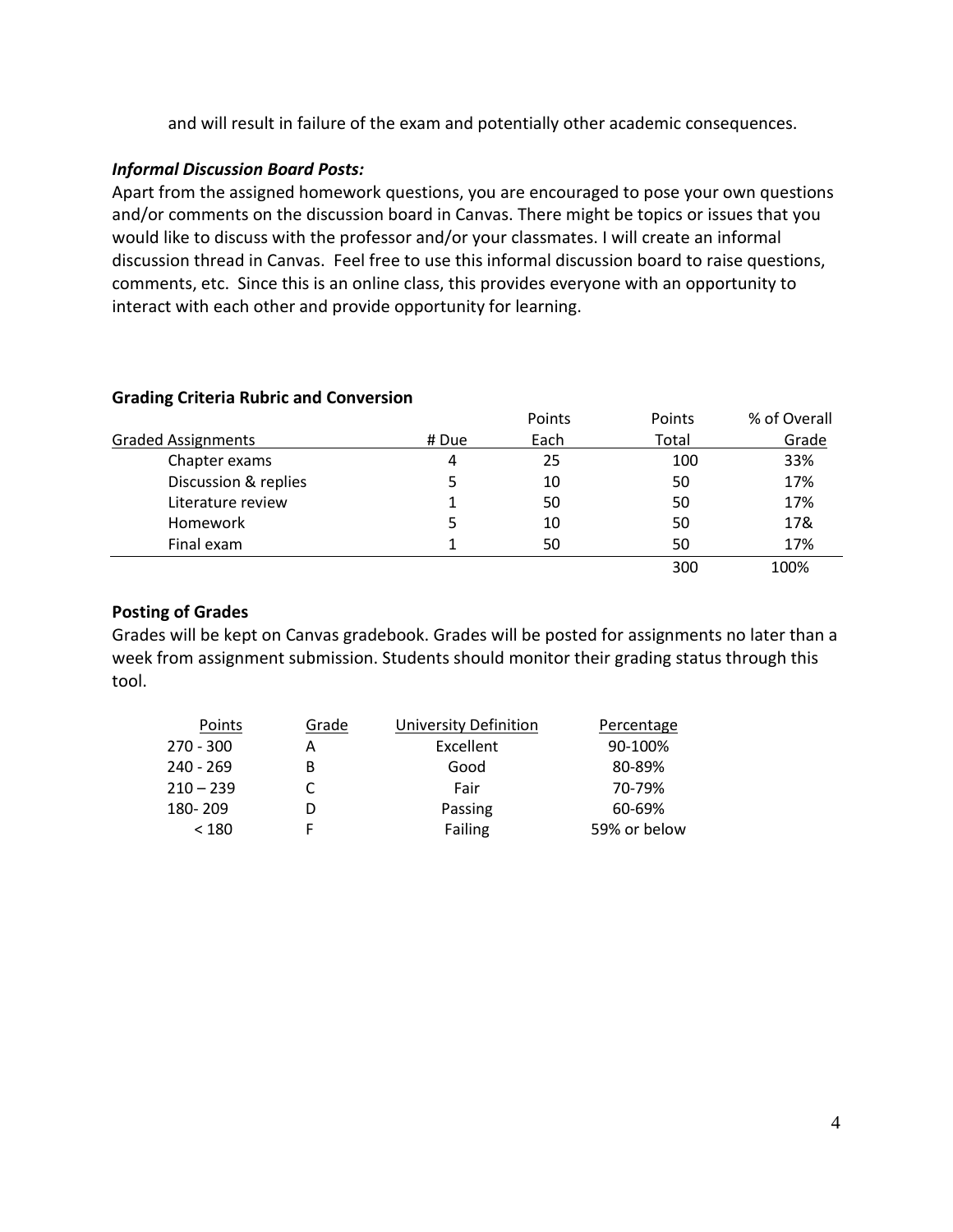and will result in failure of the exam and potentially other academic consequences.

***Informal Discussion Board Posts:***

Apart from the assigned homework questions, you are encouraged to pose your own questions and/or comments on the discussion board in Canvas. There might be topics or issues that you would like to discuss with the professor and/or your classmates. I will create an informal discussion thread in Canvas. Feel free to use this informal discussion board to raise questions, comments, etc. Since this is an online class, this provides everyone with an opportunity to interact with each other and provide opportunity for learning.

**Grading Criteria Rubric and Conversion**

| Graded Assignments | # Due | Points Each | Points Total | % of Overall Grade |
|---|---|---|---|---|
| Chapter exams | 4 | 25 | 100 | 33% |
| Discussion & replies | 5 | 10 | 50 | 17% |
| Literature review | 1 | 50 | 50 | 17% |
| Homework | 5 | 10 | 50 | 17& |
| Final exam | 1 | 50 | 50 | 17% |
| | | | 300 | 100% |

**Posting of Grades**

Grades will be kept on Canvas gradebook. Grades will be posted for assignments no later than a week from assignment submission. Students should monitor their grading status through this tool.

| Points | Grade | University Definition | Percentage |
|---|---|---|---|
| 270 - 300 | A | Excellent | 90-100% |
| 240 - 269 | B | Good | 80-89% |
| 210 – 239 | C | Fair | 70-79% |
| 180- 209 | D | Passing | 60-69% |
| < 180 | F | Failing | 59% or below |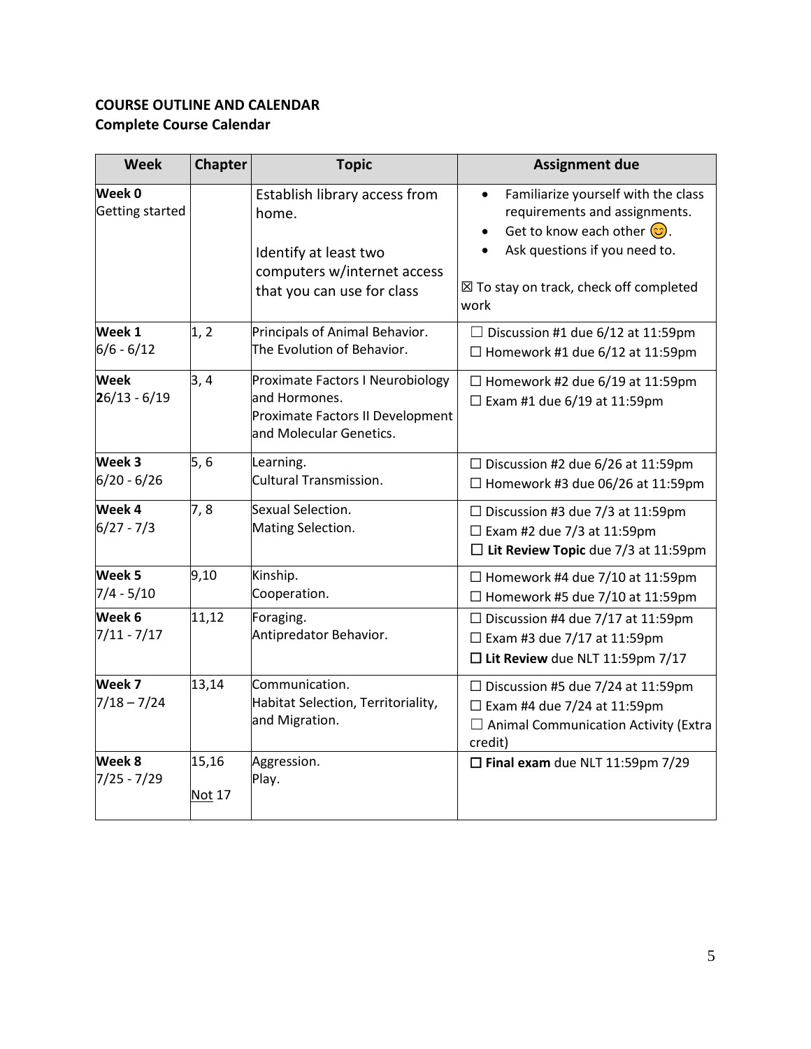**COURSE OUTLINE AND CALENDAR**
**Complete Course Calendar**

| Week | Chapter | Topic | Assignment due |
|---|---|---|---|
| **Week 0** Getting started | | Establish library access from home. <br><br> Identify at least two computers w/internet access that you can use for class | • Familiarize yourself with the class requirements and assignments. <br> • Get to know each other 😊. <br> • Ask questions if you need to. <br><br> ☒ To stay on track, check off completed work |
| **Week 1** 6/6 - 6/12 | 1, 2 | Principals of Animal Behavior. The Evolution of Behavior. | ☐ Discussion #1 due 6/12 at 11:59pm <br> ☐ Homework #1 due 6/12 at 11:59pm |
| **Week 2**6/13 - 6/19 | 3, 4 | Proximate Factors I Neurobiology and Hormones. Proximate Factors II Development and Molecular Genetics. | ☐ Homework #2 due 6/19 at 11:59pm <br> ☐ Exam #1 due 6/19 at 11:59pm |
| **Week 3** 6/20 - 6/26 | 5, 6 | Learning. Cultural Transmission. | ☐ Discussion #2 due 6/26 at 11:59pm <br> ☐ Homework #3 due 06/26 at 11:59pm |
| **Week 4** 6/27 - 7/3 | 7, 8 | Sexual Selection. Mating Selection. | ☐ Discussion #3 due 7/3 at 11:59pm <br> ☐ Exam #2 due 7/3 at 11:59pm <br> ☐ **Lit Review Topic** due 7/3 at 11:59pm |
| **Week 5** 7/4 - 5/10 | 9,10 | Kinship. Cooperation. | ☐ Homework #4 due 7/10 at 11:59pm <br> ☐ Homework #5 due 7/10 at 11:59pm |
| **Week 6** 7/11 - 7/17 | 11,12 | Foraging. Antipredator Behavior. | ☐ Discussion #4 due 7/17 at 11:59pm <br> ☐ Exam #3 due 7/17 at 11:59pm <br> ☐ **Lit Review** due NLT 11:59pm 7/17 |
| **Week 7** 7/18 – 7/24 | 13,14 | Communication. Habitat Selection, Territoriality, and Migration. | ☐ Discussion #5 due 7/24 at 11:59pm <br> ☐ Exam #4 due 7/24 at 11:59pm <br> ☐ Animal Communication Activity (Extra credit) |
| **Week 8** 7/25 - 7/29 | 15,16 <br><br> Not 17 | Aggression. Play. | ☐ **Final exam** due NLT 11:59pm 7/29 |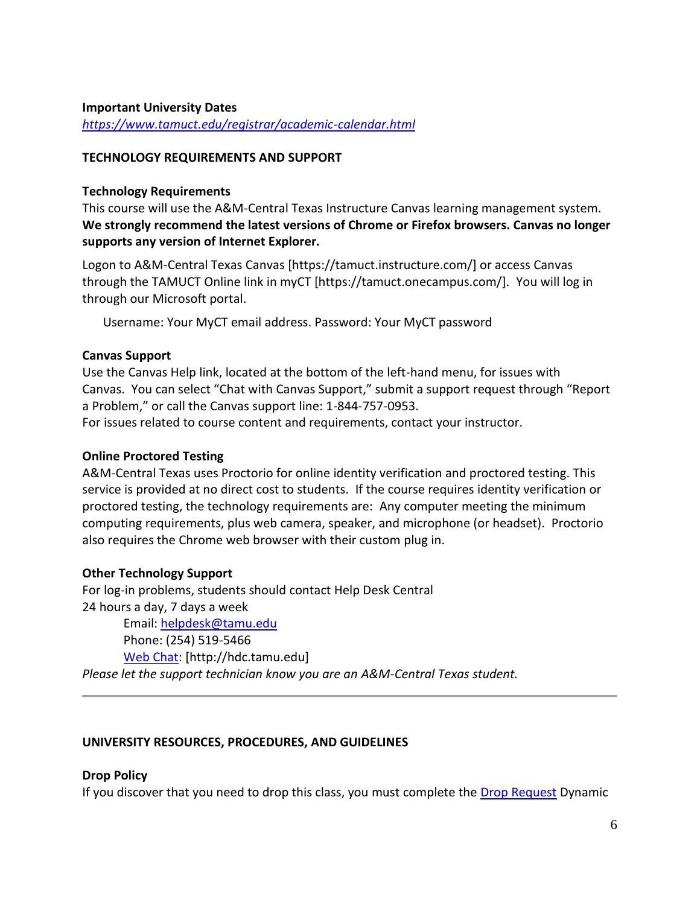**Important University Dates**
*[https://www.tamuct.edu/registrar/academic-calendar.html](https://www.tamuct.edu/registrar/academic-calendar.html)*

## TECHNOLOGY REQUIREMENTS AND SUPPORT

### Technology Requirements

This course will use the A&M-Central Texas Instructure Canvas learning management system. **We strongly recommend the latest versions of Chrome or Firefox browsers. Canvas no longer supports any version of Internet Explorer.**

Logon to A&M-Central Texas Canvas [https://tamuct.instructure.com/] or access Canvas through the TAMUCT Online link in myCT [https://tamuct.onecampus.com/]. You will log in through our Microsoft portal.

Username: Your MyCT email address. Password: Your MyCT password

### Canvas Support

Use the Canvas Help link, located at the bottom of the left-hand menu, for issues with Canvas. You can select "Chat with Canvas Support," submit a support request through "Report a Problem," or call the Canvas support line: 1-844-757-0953.
For issues related to course content and requirements, contact your instructor.

### Online Proctored Testing

A&M-Central Texas uses Proctorio for online identity verification and proctored testing. This service is provided at no direct cost to students. If the course requires identity verification or proctored testing, the technology requirements are: Any computer meeting the minimum computing requirements, plus web camera, speaker, and microphone (or headset). Proctorio also requires the Chrome web browser with their custom plug in.

### Other Technology Support

For log-in problems, students should contact Help Desk Central
24 hours a day, 7 days a week

Email: [helpdesk@tamu.edu](mailto:helpdesk@tamu.edu)
Phone: (254) 519-5466
[Web Chat](http://hdc.tamu.edu): [http://hdc.tamu.edu]

*Please let the support technician know you are an A&M-Central Texas student.*

---

## UNIVERSITY RESOURCES, PROCEDURES, AND GUIDELINES

### Drop Policy

If you discover that you need to drop this class, you must complete the [Drop Request](#) Dynamic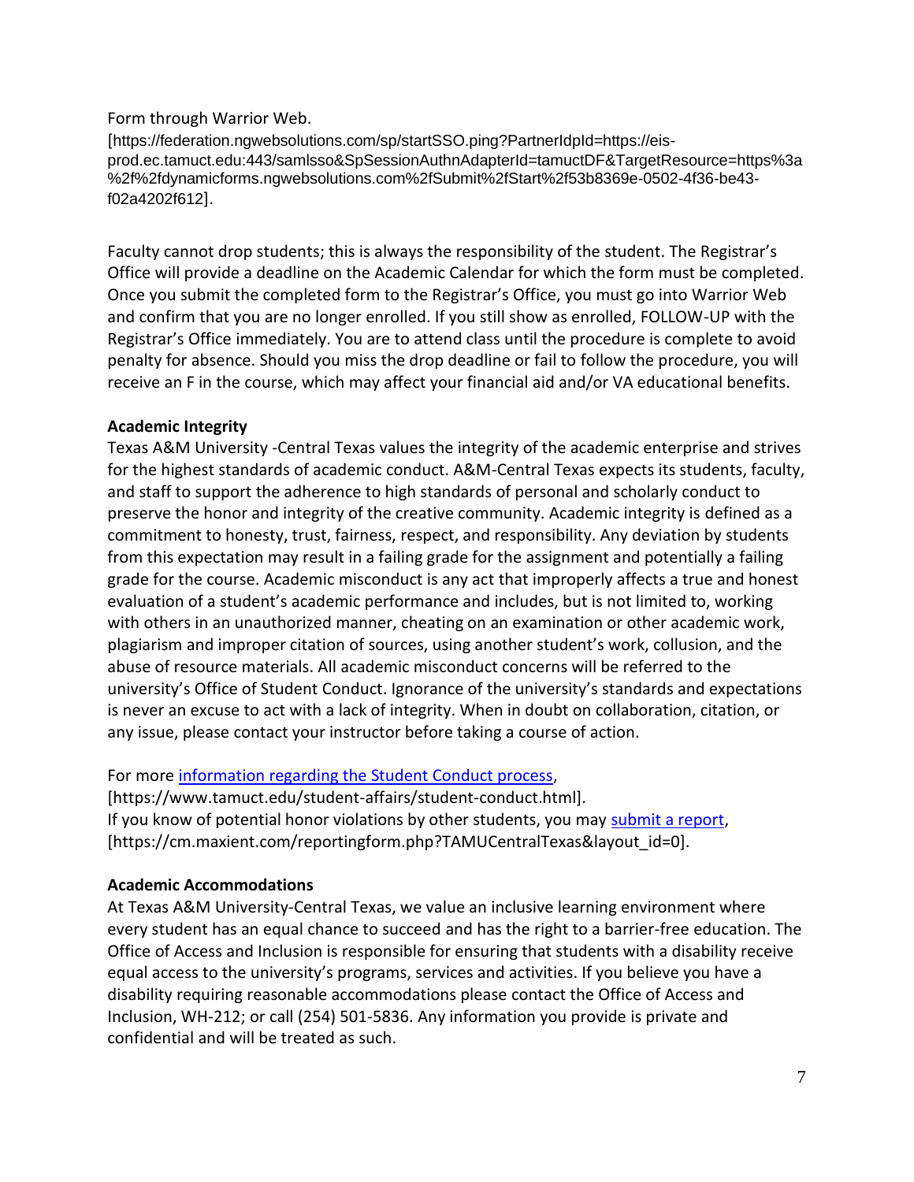Form through Warrior Web.
[https://federation.ngwebsolutions.com/sp/startSSO.ping?PartnerIdpId=https://eis-prod.ec.tamuct.edu:443/samlsso&SpSessionAuthnAdapterId=tamuctDF&TargetResource=https%3a%2f%2fdynamicforms.ngwebsolutions.com%2fSubmit%2fStart%2f53b8369e-0502-4f36-be43-f02a4202f612].

Faculty cannot drop students; this is always the responsibility of the student. The Registrar's Office will provide a deadline on the Academic Calendar for which the form must be completed. Once you submit the completed form to the Registrar's Office, you must go into Warrior Web and confirm that you are no longer enrolled. If you still show as enrolled, FOLLOW-UP with the Registrar's Office immediately. You are to attend class until the procedure is complete to avoid penalty for absence. Should you miss the drop deadline or fail to follow the procedure, you will receive an F in the course, which may affect your financial aid and/or VA educational benefits.

**Academic Integrity**

Texas A&M University -Central Texas values the integrity of the academic enterprise and strives for the highest standards of academic conduct. A&M-Central Texas expects its students, faculty, and staff to support the adherence to high standards of personal and scholarly conduct to preserve the honor and integrity of the creative community. Academic integrity is defined as a commitment to honesty, trust, fairness, respect, and responsibility. Any deviation by students from this expectation may result in a failing grade for the assignment and potentially a failing grade for the course. Academic misconduct is any act that improperly affects a true and honest evaluation of a student's academic performance and includes, but is not limited to, working with others in an unauthorized manner, cheating on an examination or other academic work, plagiarism and improper citation of sources, using another student's work, collusion, and the abuse of resource materials. All academic misconduct concerns will be referred to the university's Office of Student Conduct. Ignorance of the university's standards and expectations is never an excuse to act with a lack of integrity. When in doubt on collaboration, citation, or any issue, please contact your instructor before taking a course of action.

For more information regarding the Student Conduct process,
[https://www.tamuct.edu/student-affairs/student-conduct.html].
If you know of potential honor violations by other students, you may submit a report,
[https://cm.maxient.com/reportingform.php?TAMUCentralTexas&layout_id=0].

**Academic Accommodations**

At Texas A&M University-Central Texas, we value an inclusive learning environment where every student has an equal chance to succeed and has the right to a barrier-free education. The Office of Access and Inclusion is responsible for ensuring that students with a disability receive equal access to the university's programs, services and activities. If you believe you have a disability requiring reasonable accommodations please contact the Office of Access and Inclusion, WH-212; or call (254) 501-5836. Any information you provide is private and confidential and will be treated as such.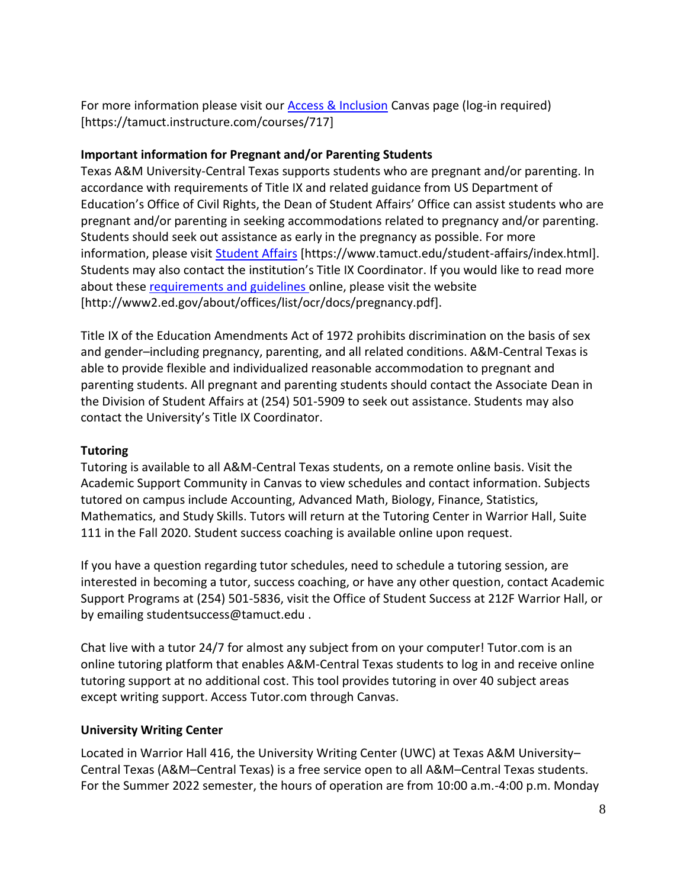For more information please visit our [Access & Inclusion](https://tamuct.instructure.com/courses/717) Canvas page (log-in required) [https://tamuct.instructure.com/courses/717]

**Important information for Pregnant and/or Parenting Students**

Texas A&M University-Central Texas supports students who are pregnant and/or parenting. In accordance with requirements of Title IX and related guidance from US Department of Education's Office of Civil Rights, the Dean of Student Affairs' Office can assist students who are pregnant and/or parenting in seeking accommodations related to pregnancy and/or parenting. Students should seek out assistance as early in the pregnancy as possible. For more information, please visit [Student Affairs](https://www.tamuct.edu/student-affairs/index.html) [https://www.tamuct.edu/student-affairs/index.html]. Students may also contact the institution's Title IX Coordinator. If you would like to read more about these [requirements and guidelines](http://www2.ed.gov/about/offices/list/ocr/docs/pregnancy.pdf) online, please visit the website [http://www2.ed.gov/about/offices/list/ocr/docs/pregnancy.pdf].

Title IX of the Education Amendments Act of 1972 prohibits discrimination on the basis of sex and gender–including pregnancy, parenting, and all related conditions. A&M-Central Texas is able to provide flexible and individualized reasonable accommodation to pregnant and parenting students. All pregnant and parenting students should contact the Associate Dean in the Division of Student Affairs at (254) 501-5909 to seek out assistance. Students may also contact the University's Title IX Coordinator.

**Tutoring**

Tutoring is available to all A&M-Central Texas students, on a remote online basis. Visit the Academic Support Community in Canvas to view schedules and contact information. Subjects tutored on campus include Accounting, Advanced Math, Biology, Finance, Statistics, Mathematics, and Study Skills. Tutors will return at the Tutoring Center in Warrior Hall, Suite 111 in the Fall 2020. Student success coaching is available online upon request.

If you have a question regarding tutor schedules, need to schedule a tutoring session, are interested in becoming a tutor, success coaching, or have any other question, contact Academic Support Programs at (254) 501-5836, visit the Office of Student Success at 212F Warrior Hall, or by emailing studentsuccess@tamuct.edu .

Chat live with a tutor 24/7 for almost any subject from on your computer! Tutor.com is an online tutoring platform that enables A&M-Central Texas students to log in and receive online tutoring support at no additional cost. This tool provides tutoring in over 40 subject areas except writing support. Access Tutor.com through Canvas.

**University Writing Center**

Located in Warrior Hall 416, the University Writing Center (UWC) at Texas A&M University–Central Texas (A&M–Central Texas) is a free service open to all A&M–Central Texas students. For the Summer 2022 semester, the hours of operation are from 10:00 a.m.-4:00 p.m. Monday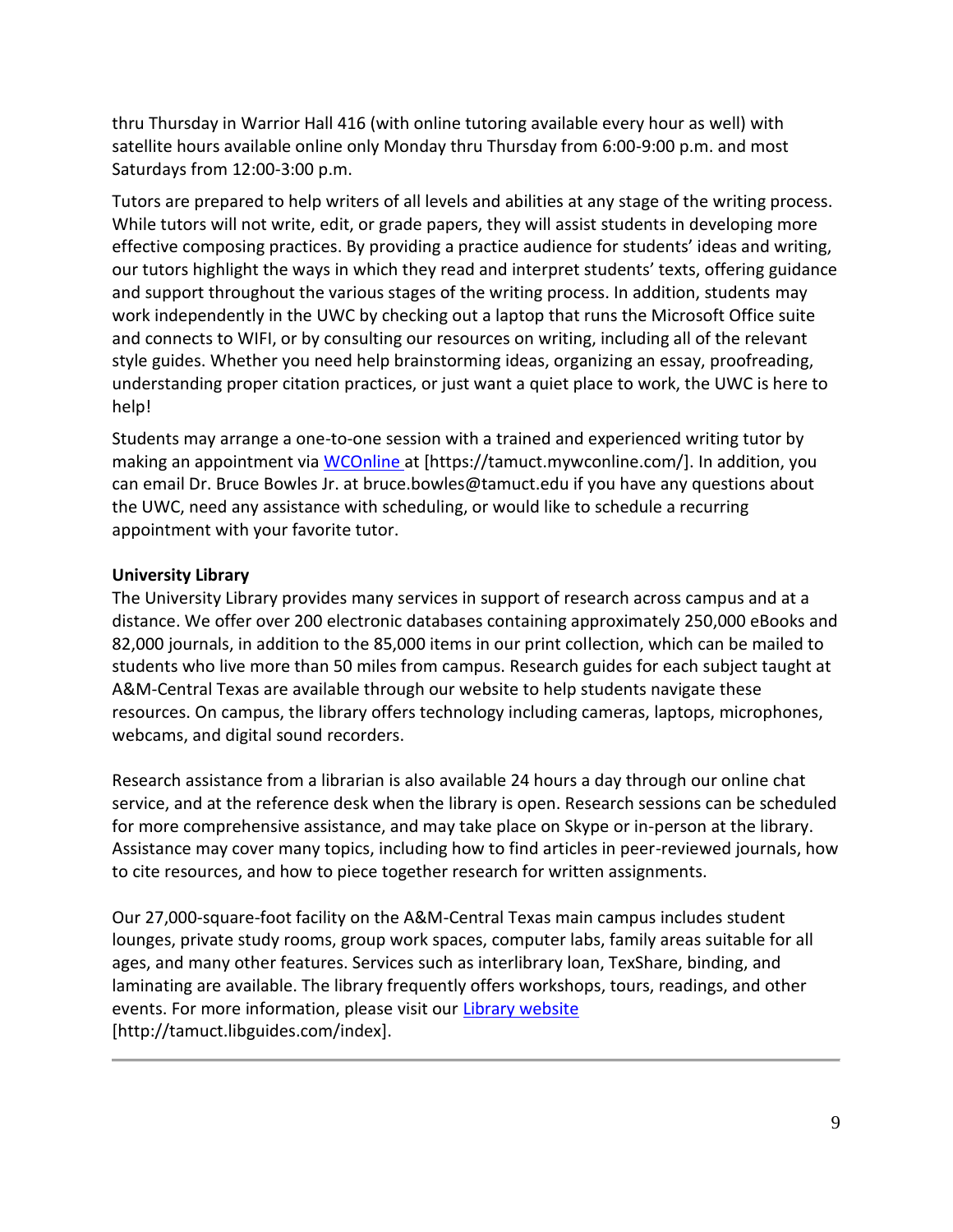thru Thursday in Warrior Hall 416 (with online tutoring available every hour as well) with satellite hours available online only Monday thru Thursday from 6:00-9:00 p.m. and most Saturdays from 12:00-3:00 p.m.

Tutors are prepared to help writers of all levels and abilities at any stage of the writing process. While tutors will not write, edit, or grade papers, they will assist students in developing more effective composing practices. By providing a practice audience for students' ideas and writing, our tutors highlight the ways in which they read and interpret students' texts, offering guidance and support throughout the various stages of the writing process. In addition, students may work independently in the UWC by checking out a laptop that runs the Microsoft Office suite and connects to WIFI, or by consulting our resources on writing, including all of the relevant style guides. Whether you need help brainstorming ideas, organizing an essay, proofreading, understanding proper citation practices, or just want a quiet place to work, the UWC is here to help!

Students may arrange a one-to-one session with a trained and experienced writing tutor by making an appointment via WCOnline at [https://tamuct.mywconline.com/]. In addition, you can email Dr. Bruce Bowles Jr. at bruce.bowles@tamuct.edu if you have any questions about the UWC, need any assistance with scheduling, or would like to schedule a recurring appointment with your favorite tutor.

**University Library**

The University Library provides many services in support of research across campus and at a distance. We offer over 200 electronic databases containing approximately 250,000 eBooks and 82,000 journals, in addition to the 85,000 items in our print collection, which can be mailed to students who live more than 50 miles from campus. Research guides for each subject taught at A&M-Central Texas are available through our website to help students navigate these resources. On campus, the library offers technology including cameras, laptops, microphones, webcams, and digital sound recorders.

Research assistance from a librarian is also available 24 hours a day through our online chat service, and at the reference desk when the library is open. Research sessions can be scheduled for more comprehensive assistance, and may take place on Skype or in-person at the library. Assistance may cover many topics, including how to find articles in peer-reviewed journals, how to cite resources, and how to piece together research for written assignments.

Our 27,000-square-foot facility on the A&M-Central Texas main campus includes student lounges, private study rooms, group work spaces, computer labs, family areas suitable for all ages, and many other features. Services such as interlibrary loan, TexShare, binding, and laminating are available. The library frequently offers workshops, tours, readings, and other events. For more information, please visit our Library website [http://tamuct.libguides.com/index].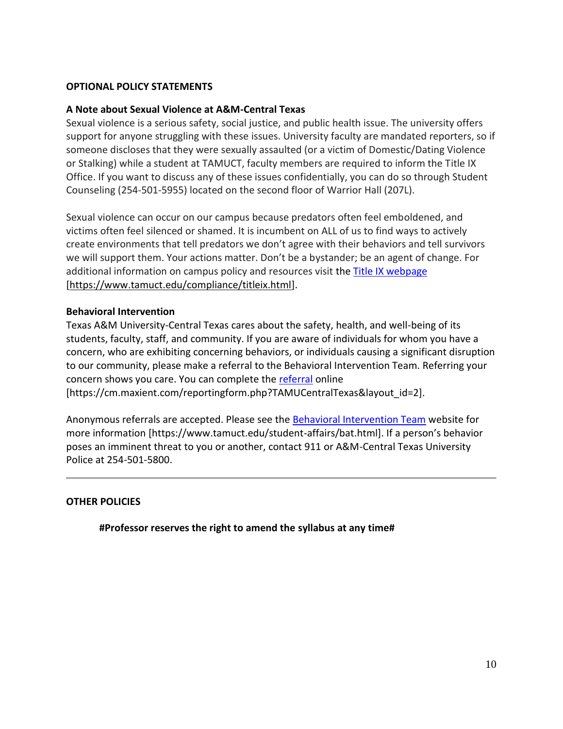**OPTIONAL POLICY STATEMENTS**

**A Note about Sexual Violence at A&M-Central Texas**

Sexual violence is a serious safety, social justice, and public health issue. The university offers support for anyone struggling with these issues. University faculty are mandated reporters, so if someone discloses that they were sexually assaulted (or a victim of Domestic/Dating Violence or Stalking) while a student at TAMUCT, faculty members are required to inform the Title IX Office. If you want to discuss any of these issues confidentially, you can do so through Student Counseling (254-501-5955) located on the second floor of Warrior Hall (207L).

Sexual violence can occur on our campus because predators often feel emboldened, and victims often feel silenced or shamed. It is incumbent on ALL of us to find ways to actively create environments that tell predators we don't agree with their behaviors and tell survivors we will support them. Your actions matter. Don't be a bystander; be an agent of change. For additional information on campus policy and resources visit the Title IX webpage [https://www.tamuct.edu/compliance/titleix.html].

**Behavioral Intervention**

Texas A&M University-Central Texas cares about the safety, health, and well-being of its students, faculty, staff, and community. If you are aware of individuals for whom you have a concern, who are exhibiting concerning behaviors, or individuals causing a significant disruption to our community, please make a referral to the Behavioral Intervention Team. Referring your concern shows you care. You can complete the referral online [https://cm.maxient.com/reportingform.php?TAMUCentralTexas&layout_id=2].

Anonymous referrals are accepted. Please see the Behavioral Intervention Team website for more information [https://www.tamuct.edu/student-affairs/bat.html]. If a person's behavior poses an imminent threat to you or another, contact 911 or A&M-Central Texas University Police at 254-501-5800.

---

**OTHER POLICIES**

**#Professor reserves the right to amend the syllabus at any time#**